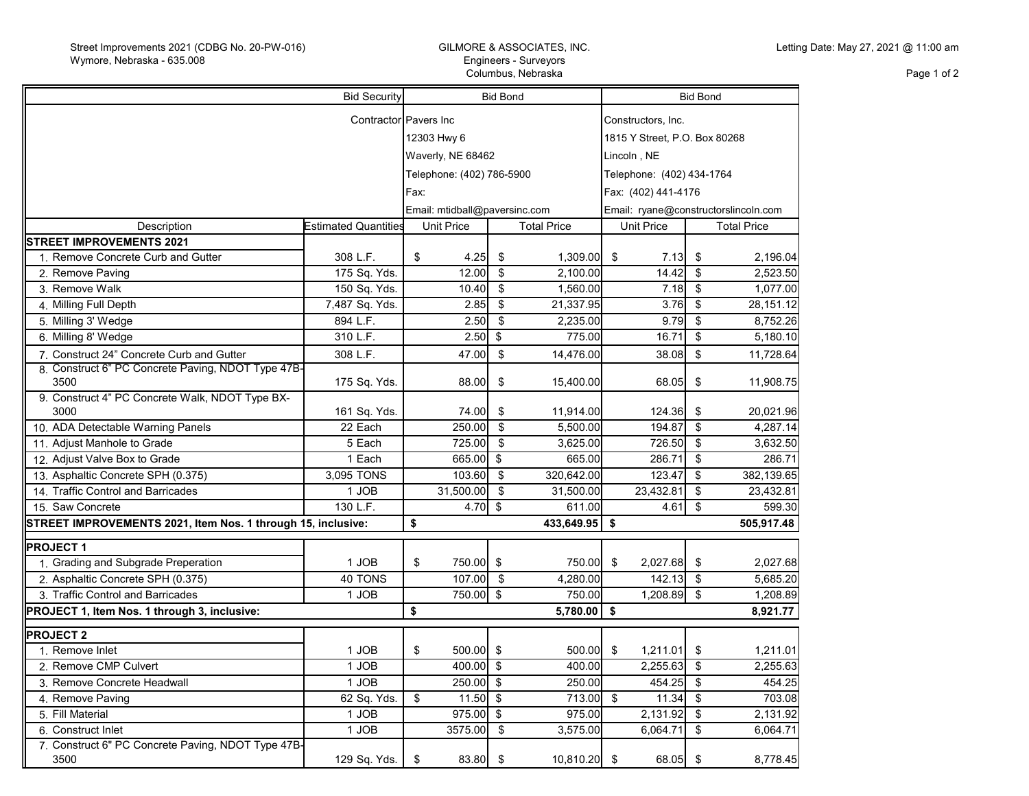Street Improvements 2021 (CDBG No. 20-PW-016)
Wymore, Nebraska - 635.008

GILMORE & ASSOCIATES, INC.
Engineers - Surveyors
Columbus, Nebraska

Letting Date: May 27, 2021 @ 11:00 am

| | Bid Security | Bid Bond | | Bid Bond | |
|---|---|---|---|---|---|
| | Contractor | Pavers Inc<br>12303 Hwy 6<br>Waverly, NE 68462<br>Telephone: (402) 786-5900<br>Fax:<br>Email: mtidball@paversinc.com | | Constructors, Inc.<br>1815 Y Street, P.O. Box 80268<br>Lincoln , NE<br>Telephone: (402) 434-1764<br>Fax: (402) 441-4176<br>Email: ryane@constructorslincoln.com | |
| Description | Estimated Quantities | Unit Price | Total Price | Unit Price | Total Price |
| **STREET IMPROVEMENTS 2021** | | | | | |
| 1. Remove Concrete Curb and Gutter | 308 L.F. | $ 4.25 | $ 1,309.00 | $ 7.13 | $ 2,196.04 |
| 2. Remove Paving | 175 Sq. Yds. | 12.00 | $ 2,100.00 | 14.42 | $ 2,523.50 |
| 3. Remove Walk | 150 Sq. Yds. | 10.40 | $ 1,560.00 | 7.18 | $ 1,077.00 |
| 4. Milling Full Depth | 7,487 Sq. Yds. | 2.85 | $ 21,337.95 | 3.76 | $ 28,151.12 |
| 5. Milling 3' Wedge | 894 L.F. | 2.50 | $ 2,235.00 | 9.79 | $ 8,752.26 |
| 6. Milling 8' Wedge | 310 L.F. | 2.50 | $ 775.00 | 16.71 | $ 5,180.10 |
| 7. Construct 24" Concrete Curb and Gutter | 308 L.F. | 47.00 | $ 14,476.00 | 38.08 | $ 11,728.64 |
| 8. Construct 6" PC Concrete Paving, NDOT Type 47B-3500 | 175 Sq. Yds. | 88.00 | $ 15,400.00 | 68.05 | $ 11,908.75 |
| 9. Construct 4" PC Concrete Walk, NDOT Type BX-3000 | 161 Sq. Yds. | 74.00 | $ 11,914.00 | 124.36 | $ 20,021.96 |
| 10. ADA Detectable Warning Panels | 22 Each | 250.00 | $ 5,500.00 | 194.87 | $ 4,287.14 |
| 11. Adjust Manhole to Grade | 5 Each | 725.00 | $ 3,625.00 | 726.50 | $ 3,632.50 |
| 12. Adjust Valve Box to Grade | 1 Each | 665.00 | $ 665.00 | 286.71 | $ 286.71 |
| 13. Asphaltic Concrete SPH (0.375) | 3,095 TONS | 103.60 | $ 320,642.00 | 123.47 | $ 382,139.65 |
| 14. Traffic Control and Barricades | 1 JOB | 31,500.00 | $ 31,500.00 | 23,432.81 | $ 23,432.81 |
| 15. Saw Concrete | 130 L.F. | 4.70 | $ 611.00 | 4.61 | $ 599.30 |
| **STREET IMPROVEMENTS 2021, Item Nos. 1 through 15, inclusive:** | | **$** | **433,649.95** | **$** | **505,917.48** |
| **PROJECT 1** | | | | | |
| 1. Grading and Subgrade Preperation | 1 JOB | $ 750.00 | $ 750.00 | $ 2,027.68 | $ 2,027.68 |
| 2. Asphaltic Concrete SPH (0.375) | 40 TONS | 107.00 | $ 4,280.00 | 142.13 | $ 5,685.20 |
| 3. Traffic Control and Barricades | 1 JOB | 750.00 | $ 750.00 | 1,208.89 | $ 1,208.89 |
| **PROJECT 1, Item Nos. 1 through 3, inclusive:** | | **$** | **5,780.00** | **$** | **8,921.77** |
| **PROJECT 2** | | | | | |
| 1. Remove Inlet | 1 JOB | $ 500.00 | $ 500.00 | $ 1,211.01 | $ 1,211.01 |
| 2. Remove CMP Culvert | 1 JOB | 400.00 | $ 400.00 | 2,255.63 | $ 2,255.63 |
| 3. Remove Concrete Headwall | 1 JOB | 250.00 | $ 250.00 | 454.25 | $ 454.25 |
| 4. Remove Paving | 62 Sq. Yds. | $ 11.50 | $ 713.00 | $ 11.34 | $ 703.08 |
| 5. Fill Material | 1 JOB | 975.00 | $ 975.00 | 2,131.92 | $ 2,131.92 |
| 6. Construct Inlet | 1 JOB | 3575.00 | $ 3,575.00 | 6,064.71 | $ 6,064.71 |
| 7. Construct 6" PC Concrete Paving, NDOT Type 47B-3500 | 129 Sq. Yds. | $ 83.80 | $ 10,810.20 | $ 68.05 | $ 8,778.45 |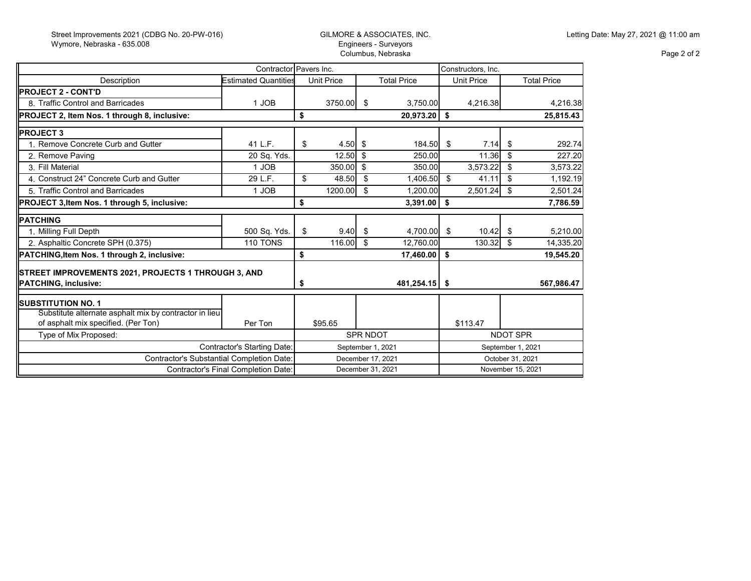Street Improvements 2021 (CDBG No. 20-PW-016)
Wymore, Nebraska - 635.008

GILMORE & ASSOCIATES, INC.
Engineers - Surveyors
Columbus, Nebraska

Letting Date: May 27, 2021 @ 11:00 am

| | Contractor | Pavers Inc. | | Constructors, Inc. | |
|---|---|---|---|---|---|
| Description | Estimated Quantities | Unit Price | Total Price | Unit Price | Total Price |
| **PROJECT 2 - CONT'D** | | | | | |
| 8. Traffic Control and Barricades | 1 JOB | 3750.00 | $ 3,750.00 | 4,216.38 | 4,216.38 |
| **PROJECT 2, Item Nos. 1 through 8, inclusive:** | | **$** | **20,973.20** | **$** | **25,815.43** |
| **PROJECT 3** | | | | | |
| 1. Remove Concrete Curb and Gutter | 41 L.F. | $ 4.50 | $ 184.50 | $ 7.14 | $ 292.74 |
| 2. Remove Paving | 20 Sq. Yds. | 12.50 | $ 250.00 | 11.36 | $ 227.20 |
| 3. Fill Material | 1 JOB | 350.00 | $ 350.00 | 3,573.22 | $ 3,573.22 |
| 4. Construct 24" Concrete Curb and Gutter | 29 L.F. | $ 48.50 | $ 1,406.50 | $ 41.11 | $ 1,192.19 |
| 5. Traffic Control and Barricades | 1 JOB | 1200.00 | $ 1,200.00 | 2,501.24 | $ 2,501.24 |
| **PROJECT 3,Item Nos. 1 through 5, inclusive:** | | **$** | **3,391.00** | **$** | **7,786.59** |
| **PATCHING** | | | | | |
| 1. Milling Full Depth | 500 Sq. Yds. | $ 9.40 | $ 4,700.00 | $ 10.42 | $ 5,210.00 |
| 2. Asphaltic Concrete SPH (0.375) | 110 TONS | 116.00 | $ 12,760.00 | 130.32 | $ 14,335.20 |
| **PATCHING,Item Nos. 1 through 2, inclusive:** | | **$** | **17,460.00** | **$** | **19,545.20** |
| **STREET IMPROVEMENTS 2021, PROJECTS 1 THROUGH 3, AND PATCHING, inclusive:** | | **$** | **481,254.15** | **$** | **567,986.47** |
| **SUBSTITUTION NO. 1** Substitute alternate asphalt mix by contractor in lieu of asphalt mix specified. (Per Ton) | Per Ton | $95.65 | | $113.47 | |
| Type of Mix Proposed: | | SPR NDOT | | NDOT SPR | |
| Contractor's Starting Date: | | September 1, 2021 | | September 1, 2021 | |
| Contractor's Substantial Completion Date: | | December 17, 2021 | | October 31, 2021 | |
| Contractor's Final Completion Date: | | December 31, 2021 | | November 15, 2021 | |